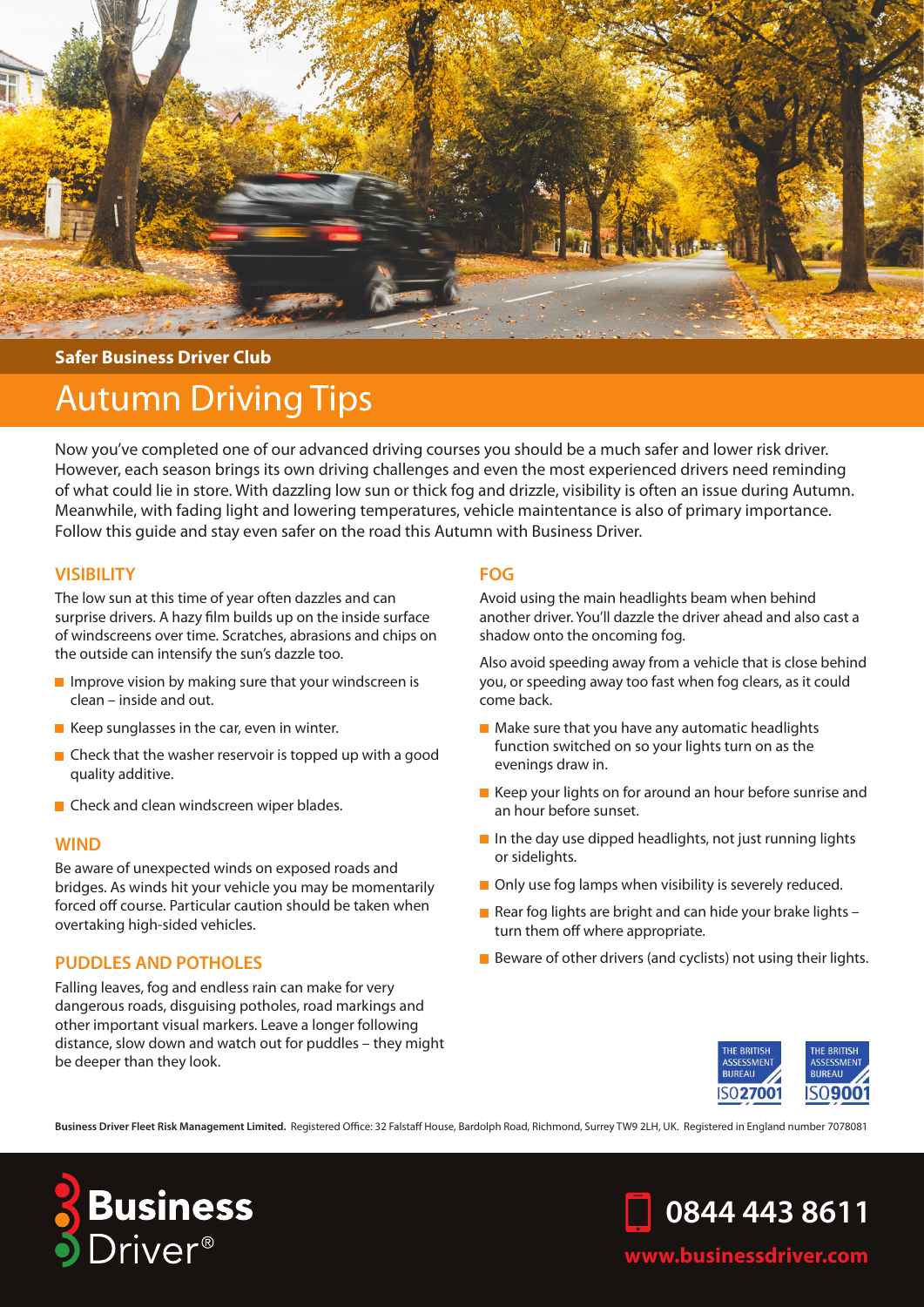Safer Business Driver Club

# Autumn Driving Tips

Now you've completed one of our advanced driving courses you should be a much safer and lower risk driver. However, each season brings its own driving challenges and even the most experienced drivers need reminding of what could lie in store. With dazzling low sun or thick fog and drizzle, visibility is often an issue during Autumn. Meanwhile, with fading light and lowering temperatures, vehicle maintentance is also of primary importance. Follow this guide and stay even safer on the road this Autumn with Business Driver.

## VISIBILITY

The low sun at this time of year often dazzles and can surprise drivers. A hazy film builds up on the inside surface of windscreens over time. Scratches, abrasions and chips on the outside can intensify the sun's dazzle too.

- Improve vision by making sure that your windscreen is clean – inside and out.
- Keep sunglasses in the car, even in winter.
- Check that the washer reservoir is topped up with a good quality additive.
- Check and clean windscreen wiper blades.

## WIND

Be aware of unexpected winds on exposed roads and bridges. As winds hit your vehicle you may be momentarily forced off course. Particular caution should be taken when overtaking high-sided vehicles.

## PUDDLES AND POTHOLES

Falling leaves, fog and endless rain can make for very dangerous roads, disguising potholes, road markings and other important visual markers. Leave a longer following distance, slow down and watch out for puddles – they might be deeper than they look.

## FOG

Avoid using the main headlights beam when behind another driver. You'll dazzle the driver ahead and also cast a shadow onto the oncoming fog.

Also avoid speeding away from a vehicle that is close behind you, or speeding away too fast when fog clears, as it could come back.

- Make sure that you have any automatic headlights function switched on so your lights turn on as the evenings draw in.
- Keep your lights on for around an hour before sunrise and an hour before sunset.
- In the day use dipped headlights, not just running lights or sidelights.
- Only use fog lamps when visibility is severely reduced.
- Rear fog lights are bright and can hide your brake lights – turn them off where appropriate.
- Beware of other drivers (and cyclists) not using their lights.

THE BRITISH ASSESSMENT BUREAU ISO27001 | THE BRITISH ASSESSMENT BUREAU ISO9001

**Business Driver Fleet Risk Management Limited.** Registered Office: 32 Falstaff House, Bardolph Road, Richmond, Surrey TW9 2LH, UK. Registered in England number 7078081

**Business** Driver®

0844 443 8611

www.businessdriver.com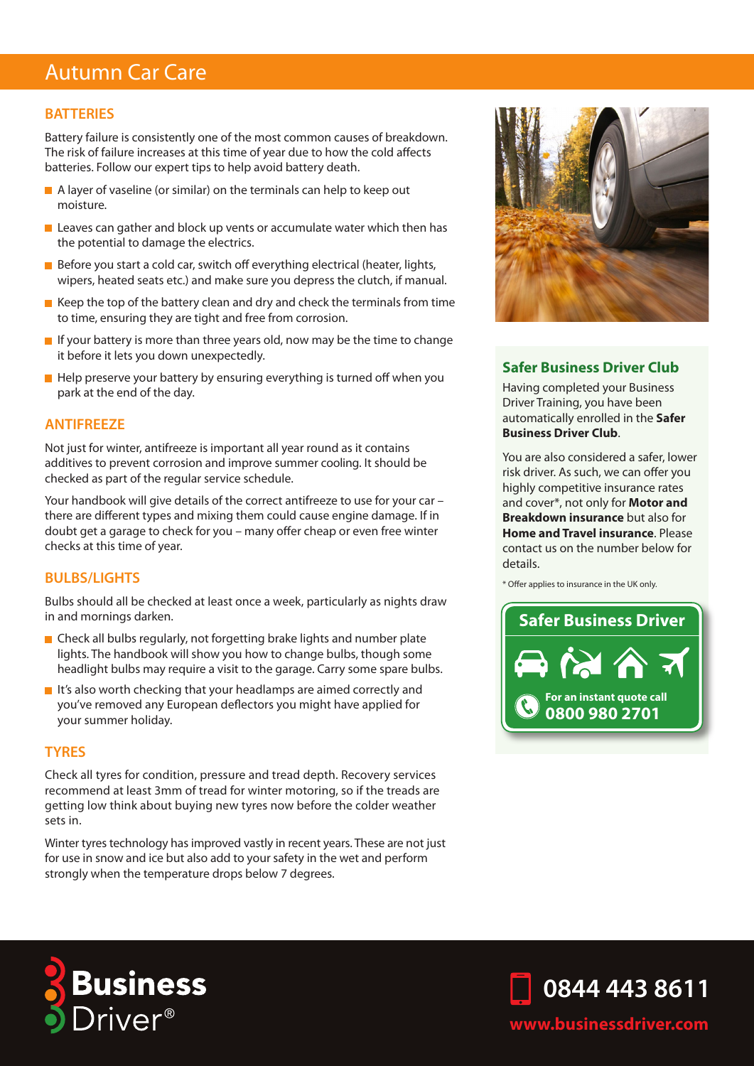# Autumn Car Care

## BATTERIES

Battery failure is consistently one of the most common causes of breakdown. The risk of failure increases at this time of year due to how the cold affects batteries. Follow our expert tips to help avoid battery death.

- A layer of vaseline (or similar) on the terminals can help to keep out moisture.
- Leaves can gather and block up vents or accumulate water which then has the potential to damage the electrics.
- Before you start a cold car, switch off everything electrical (heater, lights, wipers, heated seats etc.) and make sure you depress the clutch, if manual.
- Keep the top of the battery clean and dry and check the terminals from time to time, ensuring they are tight and free from corrosion.
- If your battery is more than three years old, now may be the time to change it before it lets you down unexpectedly.
- Help preserve your battery by ensuring everything is turned off when you park at the end of the day.

## ANTIFREEZE

Not just for winter, antifreeze is important all year round as it contains additives to prevent corrosion and improve summer cooling. It should be checked as part of the regular service schedule.

Your handbook will give details of the correct antifreeze to use for your car – there are different types and mixing them could cause engine damage. If in doubt get a garage to check for you – many offer cheap or even free winter checks at this time of year.

## BULBS/LIGHTS

Bulbs should all be checked at least once a week, particularly as nights draw in and mornings darken.

- Check all bulbs regularly, not forgetting brake lights and number plate lights. The handbook will show you how to change bulbs, though some headlight bulbs may require a visit to the garage. Carry some spare bulbs.
- It's also worth checking that your headlamps are aimed correctly and you've removed any European deflectors you might have applied for your summer holiday.

## TYRES

Check all tyres for condition, pressure and tread depth. Recovery services recommend at least 3mm of tread for winter motoring, so if the treads are getting low think about buying new tyres now before the colder weather sets in.

Winter tyres technology has improved vastly in recent years. These are not just for use in snow and ice but also add to your safety in the wet and perform strongly when the temperature drops below 7 degrees.

### Safer Business Driver Club

Having completed your Business Driver Training, you have been automatically enrolled in the **Safer Business Driver Club**.

You are also considered a safer, lower risk driver. As such, we can offer you highly competitive insurance rates and cover*, not only for **Motor and Breakdown insurance** but also for **Home and Travel insurance**. Please contact us on the number below for details.

* Offer applies to insurance in the UK only.

**Safer Business Driver**

For an instant quote call
**0800 980 2701**

**Business Driver®**

**0844 443 8611**

**www.businessdriver.com**